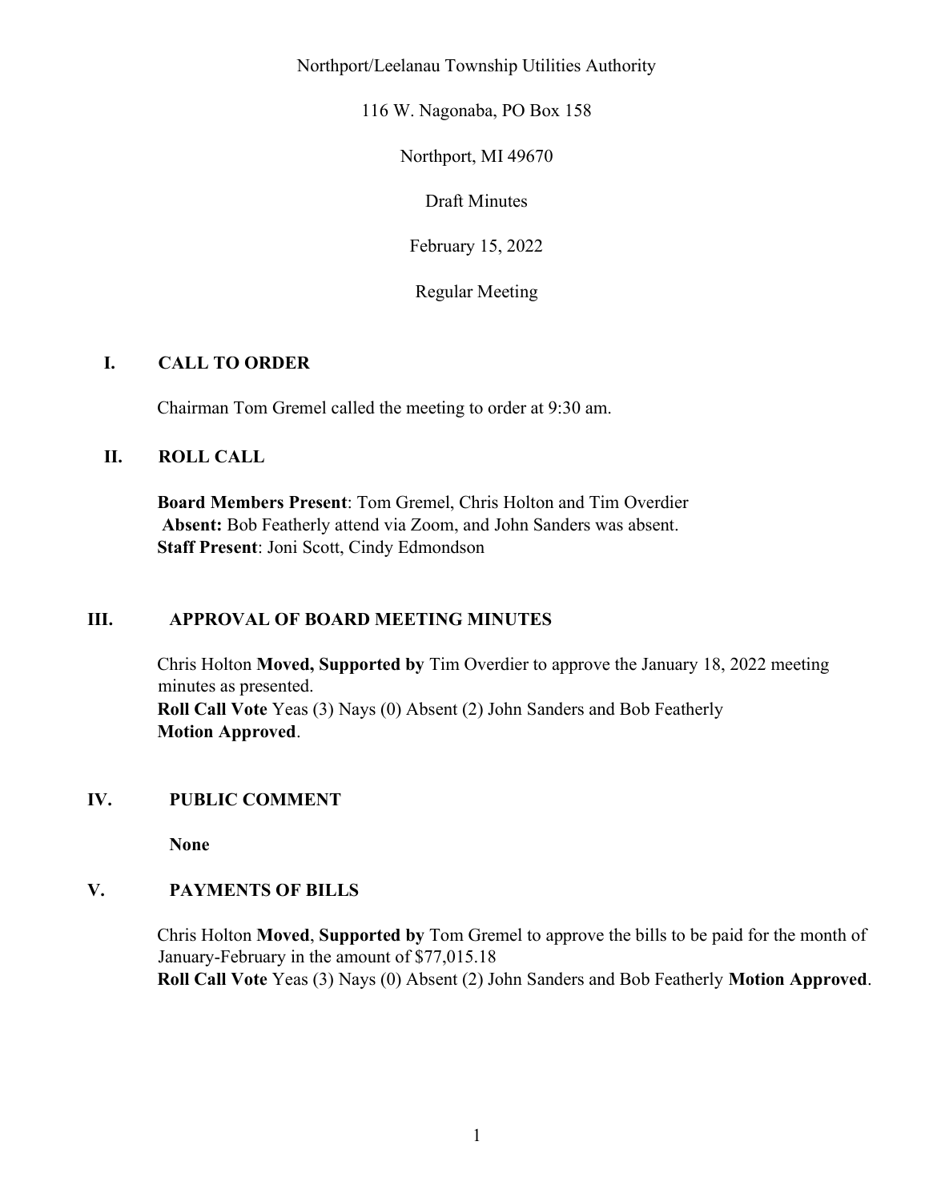Northport/Leelanau Township Utilities Authority

116 W. Nagonaba, PO Box 158

Northport, MI 49670

Draft Minutes

February 15, 2022

Regular Meeting

## I. CALL TO ORDER

Chairman Tom Gremel called the meeting to order at 9:30 am.

## II. ROLL CALL

**Board Members Present**: Tom Gremel, Chris Holton and Tim Overdier
**Absent:** Bob Featherly attend via Zoom, and John Sanders was absent.
**Staff Present**: Joni Scott, Cindy Edmondson

## III. APPROVAL OF BOARD MEETING MINUTES

Chris Holton **Moved, Supported by** Tim Overdier to approve the January 18, 2022 meeting minutes as presented.
**Roll Call Vote** Yeas (3) Nays (0) Absent (2) John Sanders and Bob Featherly
**Motion Approved**.

## IV. PUBLIC COMMENT

**None**

## V. PAYMENTS OF BILLS

Chris Holton **Moved**, **Supported by** Tom Gremel to approve the bills to be paid for the month of January-February in the amount of $77,015.18
**Roll Call Vote** Yeas (3) Nays (0) Absent (2) John Sanders and Bob Featherly **Motion Approved**.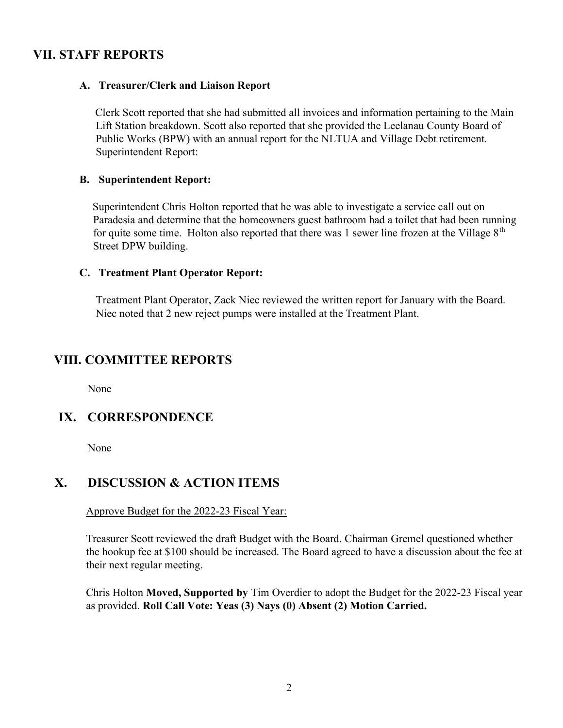## VII. STAFF REPORTS

### A. Treasurer/Clerk and Liaison Report

Clerk Scott reported that she had submitted all invoices and information pertaining to the Main Lift Station breakdown. Scott also reported that she provided the Leelanau County Board of Public Works (BPW) with an annual report for the NLTUA and Village Debt retirement. Superintendent Report:

### B. Superintendent Report:

Superintendent Chris Holton reported that he was able to investigate a service call out on Paradesia and determine that the homeowners guest bathroom had a toilet that had been running for quite some time. Holton also reported that there was 1 sewer line frozen at the Village 8th Street DPW building.

### C. Treatment Plant Operator Report:

Treatment Plant Operator, Zack Niec reviewed the written report for January with the Board. Niec noted that 2 new reject pumps were installed at the Treatment Plant.

## VIII. COMMITTEE REPORTS

None

## IX. CORRESPONDENCE

None

## X. DISCUSSION & ACTION ITEMS

Approve Budget for the 2022-23 Fiscal Year:

Treasurer Scott reviewed the draft Budget with the Board. Chairman Gremel questioned whether the hookup fee at $100 should be increased. The Board agreed to have a discussion about the fee at their next regular meeting.

Chris Holton **Moved, Supported by** Tim Overdier to adopt the Budget for the 2022-23 Fiscal year as provided. **Roll Call Vote: Yeas (3) Nays (0) Absent (2) Motion Carried.**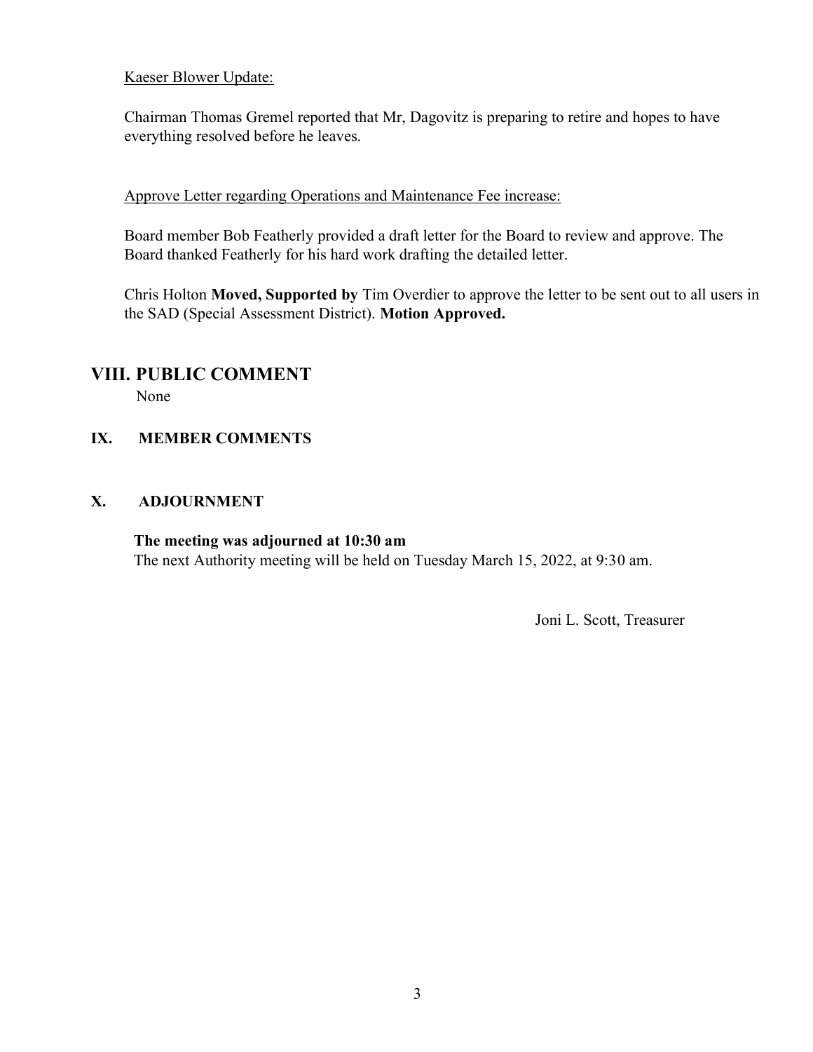Kaeser Blower Update:

Chairman Thomas Gremel reported that Mr, Dagovitz is preparing to retire and hopes to have everything resolved before he leaves.

Approve Letter regarding Operations and Maintenance Fee increase:

Board member Bob Featherly provided a draft letter for the Board to review and approve. The Board thanked Featherly for his hard work drafting the detailed letter.

Chris Holton **Moved, Supported by** Tim Overdier to approve the letter to be sent out to all users in the SAD (Special Assessment District). **Motion Approved.**

## VIII. PUBLIC COMMENT

None

## IX. MEMBER COMMENTS

## X. ADJOURNMENT

**The meeting was adjourned at 10:30 am**
The next Authority meeting will be held on Tuesday March 15, 2022, at 9:30 am.

Joni L. Scott, Treasurer